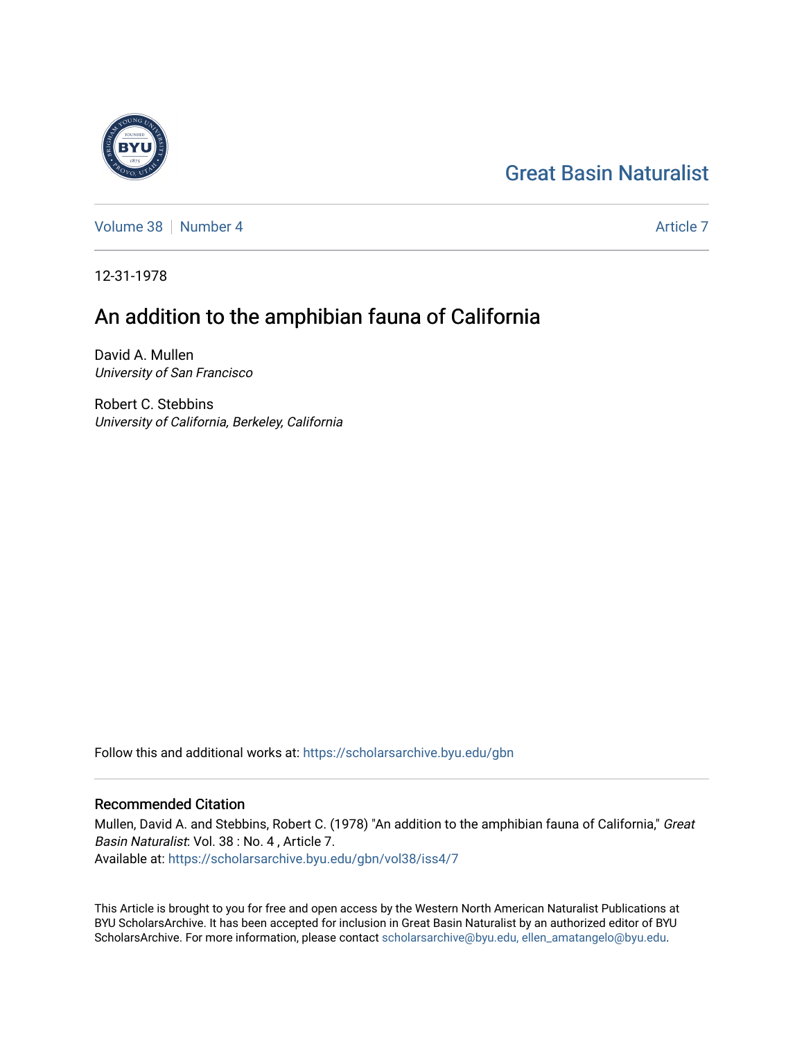Great Basin Naturalist

Volume 38 | Number 4

Article 7

12-31-1978

# An addition to the amphibian fauna of California

David A. Mullen
*University of San Francisco*

Robert C. Stebbins
*University of California, Berkeley, California*

Follow this and additional works at: https://scholarsarchive.byu.edu/gbn

## Recommended Citation

Mullen, David A. and Stebbins, Robert C. (1978) "An addition to the amphibian fauna of California," *Great Basin Naturalist*: Vol. 38 : No. 4 , Article 7.
Available at: https://scholarsarchive.byu.edu/gbn/vol38/iss4/7

This Article is brought to you for free and open access by the Western North American Naturalist Publications at BYU ScholarsArchive. It has been accepted for inclusion in Great Basin Naturalist by an authorized editor of BYU ScholarsArchive. For more information, please contact scholarsarchive@byu.edu, ellen_amatangelo@byu.edu.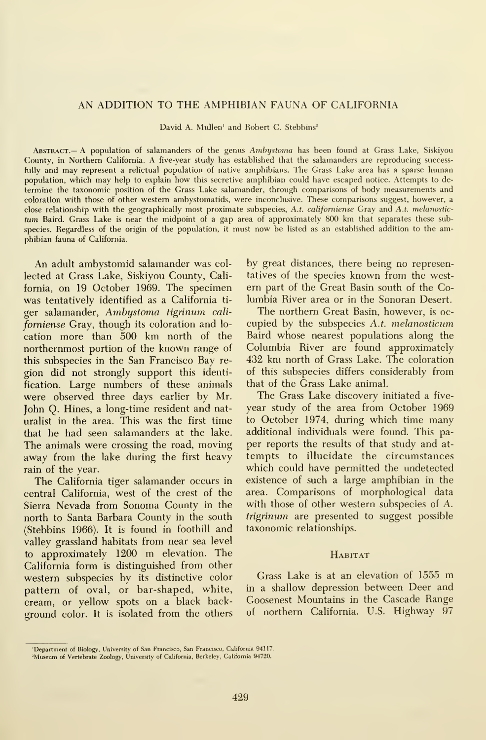# AN ADDITION TO THE AMPHIBIAN FAUNA OF CALIFORNIA

David A. Mullen[1] and Robert C. Stebbins[2]

Abstract.— A population of salamanders of the genus *Ambystoma* has been found at Grass Lake, Siskiyou County, in Northern California. A five-year study has established that the salamanders are reproducing successfully and may represent a relictual population of native amphibians. The Grass Lake area has a sparse human population, which may help to explain how this secretive amphibian could have escaped notice. Attempts to determine the taxonomic position of the Grass Lake salamander, through comparisons of body measurements and coloration with those of other western ambystomatids, were inconclusive. These comparisons suggest, however, a close relationship with the geographically most proximate subspecies, *A.t. californiense* Gray and *A.t. melanostictum* Baird. Grass Lake is near the midpoint of a gap area of approximately 800 km that separates these subspecies. Regardless of the origin of the population, it must now be listed as an established addition to the amphibian fauna of California.

An adult ambystomid salamander was collected at Grass Lake, Siskiyou County, California, on 19 October 1969. The specimen was tentatively identified as a California tiger salamander, *Ambystoma tigrinum californiense* Gray, though its coloration and location more than 500 km north of the northernmost portion of the known range of this subspecies in the San Francisco Bay region did not strongly support this identification. Large numbers of these animals were observed three days earlier by Mr. John Q. Hines, a long-time resident and naturalist in the area. This was the first time that he had seen salamanders at the lake. The animals were crossing the road, moving away from the lake during the first heavy rain of the year.

The California tiger salamander occurs in central California, west of the crest of the Sierra Nevada from Sonoma County in the north to Santa Barbara County in the south (Stebbins 1966). It is found in foothill and valley grassland habitats from near sea level to approximately 1200 m elevation. The California form is distinguished from other western subspecies by its distinctive color pattern of oval, or bar-shaped, white, cream, or yellow spots on a black background color. It is isolated from the others by great distances, there being no representatives of the species known from the western part of the Great Basin south of the Columbia River area or in the Sonoran Desert.

The northern Great Basin, however, is occupied by the subspecies *A.t. melanosticum* Baird whose nearest populations along the Columbia River are found approximately 432 km north of Grass Lake. The coloration of this subspecies differs considerably from that of the Grass Lake animal.

The Grass Lake discovery initiated a five-year study of the area from October 1969 to October 1974, during which time many additional individuals were found. This paper reports the results of that study and attempts to illucidate the circumstances which could have permitted the undetected existence of such a large amphibian in the area. Comparisons of morphological data with those of other western subspecies of *A. trigrinum* are presented to suggest possible taxonomic relationships.

## Habitat

Grass Lake is at an elevation of 1555 m in a shallow depression between Deer and Goosenest Mountains in the Cascade Range of northern California. U.S. Highway 97

[1]Department of Biology, University of San Francisco, San Francisco, California 94117.

[2]Museum of Vertebrate Zoology, University of California, Berkeley, California 94720.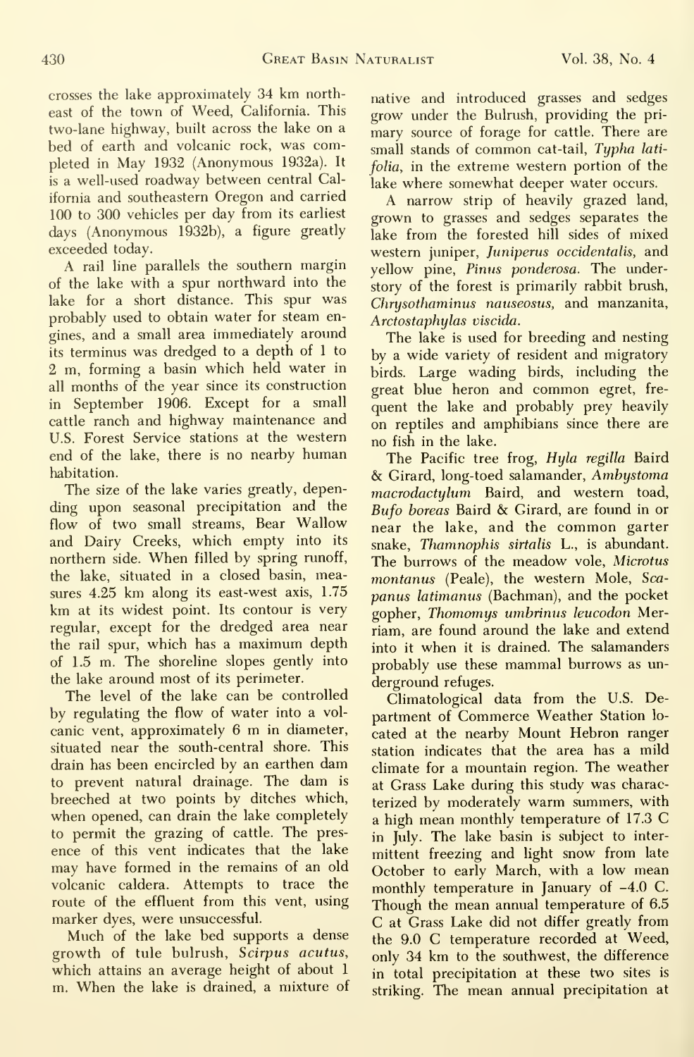crosses the lake approximately 34 km northeast of the town of Weed, California. This two-lane highway, built across the lake on a bed of earth and volcanic rock, was completed in May 1932 (Anonymous 1932a). It is a well-used roadway between central California and southeastern Oregon and carried 100 to 300 vehicles per day from its earliest days (Anonymous 1932b), a figure greatly exceeded today.

A rail line parallels the southern margin of the lake with a spur northward into the lake for a short distance. This spur was probably used to obtain water for steam engines, and a small area immediately around its terminus was dredged to a depth of 1 to 2 m, forming a basin which held water in all months of the year since its construction in September 1906. Except for a small cattle ranch and highway maintenance and U.S. Forest Service stations at the western end of the lake, there is no nearby human habitation.

The size of the lake varies greatly, depending upon seasonal precipitation and the flow of two small streams, Bear Wallow and Dairy Creeks, which empty into its northern side. When filled by spring runoff, the lake, situated in a closed basin, measures 4.25 km along its east-west axis, 1.75 km at its widest point. Its contour is very regular, except for the dredged area near the rail spur, which has a maximum depth of 1.5 m. The shoreline slopes gently into the lake around most of its perimeter.

The level of the lake can be controlled by regulating the flow of water into a volcanic vent, approximately 6 m in diameter, situated near the south-central shore. This drain has been encircled by an earthen dam to prevent natural drainage. The dam is breeched at two points by ditches which, when opened, can drain the lake completely to permit the grazing of cattle. The presence of this vent indicates that the lake may have formed in the remains of an old volcanic caldera. Attempts to trace the route of the effluent from this vent, using marker dyes, were unsuccessful.

Much of the lake bed supports a dense growth of tule bulrush, *Scirpus acutus*, which attains an average height of about 1 m. When the lake is drained, a mixture of native and introduced grasses and sedges grow under the Bulrush, providing the primary source of forage for cattle. There are small stands of common cat-tail, *Typha latifolia*, in the extreme western portion of the lake where somewhat deeper water occurs.

A narrow strip of heavily grazed land, grown to grasses and sedges separates the lake from the forested hill sides of mixed western juniper, *Juniperus occidentalis*, and yellow pine, *Pinus ponderosa*. The understory of the forest is primarily rabbit brush, *Chrysothaminus nauseosus*, and manzanita, *Arctostaphylas viscida*.

The lake is used for breeding and nesting by a wide variety of resident and migratory birds. Large wading birds, including the great blue heron and common egret, frequent the lake and probably prey heavily on reptiles and amphibians since there are no fish in the lake.

The Pacific tree frog, *Hyla regilla* Baird & Girard, long-toed salamander, *Ambystoma macrodactylum* Baird, and western toad, *Bufo boreas* Baird & Girard, are found in or near the lake, and the common garter snake, *Thamnophis sirtalis* L., is abundant. The burrows of the meadow vole, *Microtus montanus* (Peale), the western Mole, *Scapanus latimanus* (Bachman), and the pocket gopher, *Thomomys umbrinus leucodon* Merriam, are found around the lake and extend into it when it is drained. The salamanders probably use these mammal burrows as underground refuges.

Climatological data from the U.S. Department of Commerce Weather Station located at the nearby Mount Hebron ranger station indicates that the area has a mild climate for a mountain region. The weather at Grass Lake during this study was characterized by moderately warm summers, with a high mean monthly temperature of 17.3 C in July. The lake basin is subject to intermittent freezing and light snow from late October to early March, with a low mean monthly temperature in January of –4.0 C. Though the mean annual temperature of 6.5 C at Grass Lake did not differ greatly from the 9.0 C temperature recorded at Weed, only 34 km to the southwest, the difference in total precipitation at these two sites is striking. The mean annual precipitation at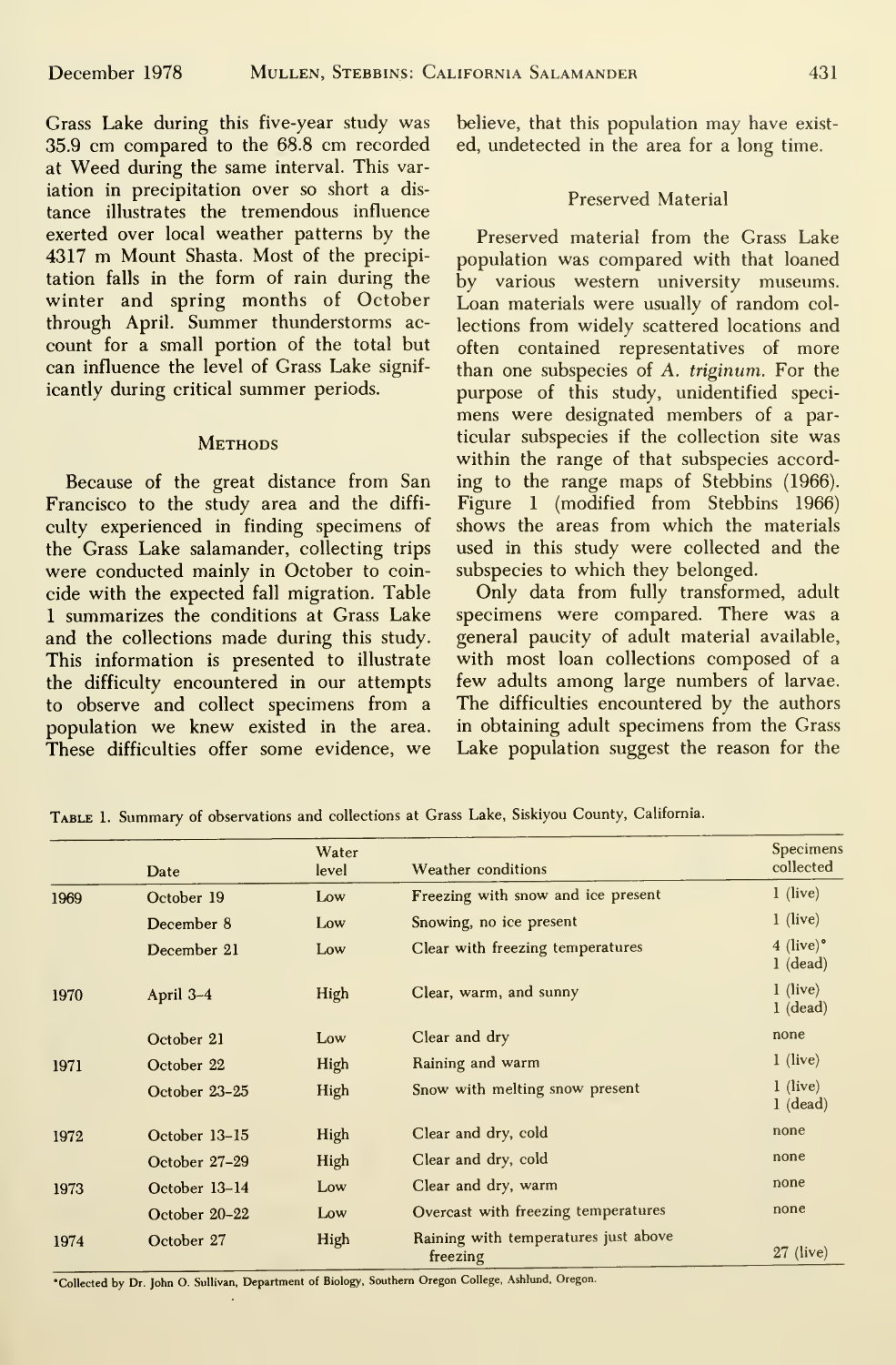Grass Lake during this five-year study was 35.9 cm compared to the 68.8 cm recorded at Weed during the same interval. This variation in precipitation over so short a distance illustrates the tremendous influence exerted over local weather patterns by the 4317 m Mount Shasta. Most of the precipitation falls in the form of rain during the winter and spring months of October through April. Summer thunderstorms account for a small portion of the total but can influence the level of Grass Lake significantly during critical summer periods.

## Methods

Because of the great distance from San Francisco to the study area and the difficulty experienced in finding specimens of the Grass Lake salamander, collecting trips were conducted mainly in October to coincide with the expected fall migration. Table 1 summarizes the conditions at Grass Lake and the collections made during this study. This information is presented to illustrate the difficulty encountered in our attempts to observe and collect specimens from a population we knew existed in the area. These difficulties offer some evidence, we believe, that this population may have existed, undetected in the area for a long time.

### Preserved Material

Preserved material from the Grass Lake population was compared with that loaned by various western university museums. Loan materials were usually of random collections from widely scattered locations and often contained representatives of more than one subspecies of *A. triginum*. For the purpose of this study, unidentified specimens were designated members of a particular subspecies if the collection site was within the range of that subspecies according to the range maps of Stebbins (1966). Figure 1 (modified from Stebbins 1966) shows the areas from which the materials used in this study were collected and the subspecies to which they belonged.

Only data from fully transformed, adult specimens were compared. There was a general paucity of adult material available, with most loan collections composed of a few adults among large numbers of larvae. The difficulties encountered by the authors in obtaining adult specimens from the Grass Lake population suggest the reason for the

Table 1. Summary of observations and collections at Grass Lake, Siskiyou County, California.

| | Date | Water level | Weather conditions | Specimens collected |
|---|---|---|---|---|
| 1969 | October 19 | Low | Freezing with snow and ice present | 1 (live) |
| | December 8 | Low | Snowing, no ice present | 1 (live) |
| | December 21 | Low | Clear with freezing temperatures | 4 (live)* 1 (dead) |
| 1970 | April 3–4 | High | Clear, warm, and sunny | 1 (live) 1 (dead) |
| | October 21 | Low | Clear and dry | none |
| 1971 | October 22 | High | Raining and warm | 1 (live) |
| | October 23–25 | High | Snow with melting snow present | 1 (live) 1 (dead) |
| 1972 | October 13–15 | High | Clear and dry, cold | none |
| | October 27–29 | High | Clear and dry, cold | none |
| 1973 | October 13–14 | Low | Clear and dry, warm | none |
| | October 20–22 | Low | Overcast with freezing temperatures | none |
| 1974 | October 27 | High | Raining with temperatures just above freezing | 27 (live) |

*Collected by Dr. John O. Sullivan, Department of Biology, Southern Oregon College, Ashland, Oregon.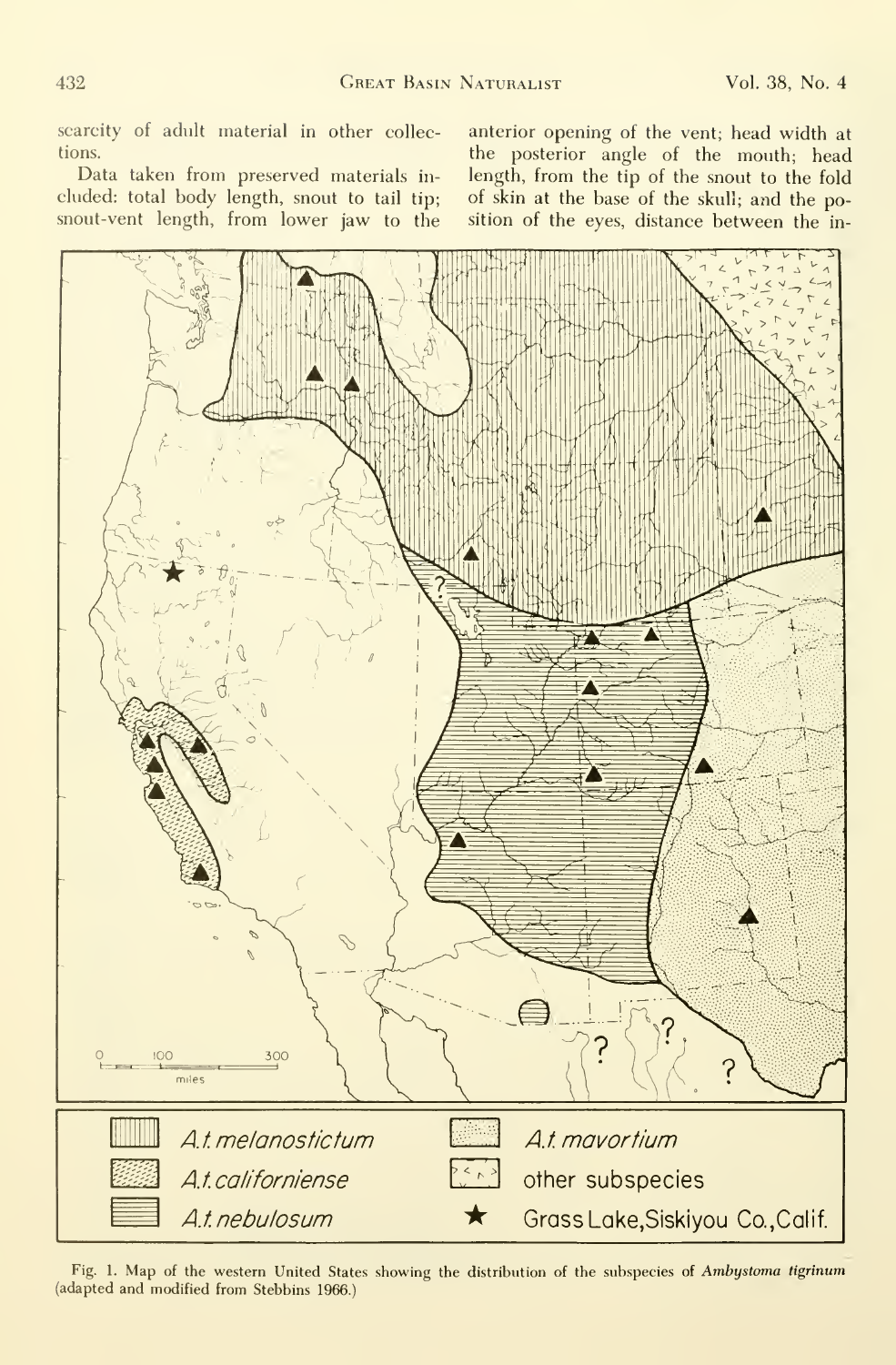scarcity of adult material in other collections.

Data taken from preserved materials included: total body length, snout to tail tip; snout-vent length, from lower jaw to the anterior opening of the vent; head width at the posterior angle of the mouth; head length, from the tip of the snout to the fold of skin at the base of the skull; and the position of the eyes, distance between the in-

Fig. 1. Map of the western United States showing the distribution of the subspecies of *Ambystoma tigrinum* (adapted and modified from Stebbins 1966.)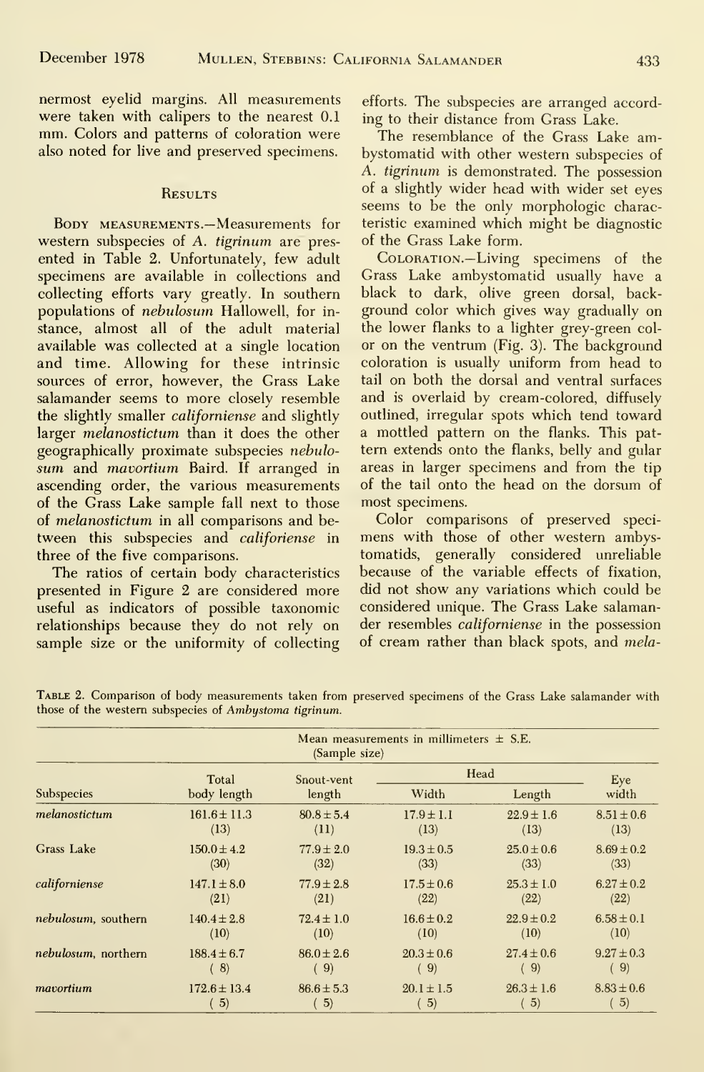nermost eyelid margins. All measurements were taken with calipers to the nearest 0.1 mm. Colors and patterns of coloration were also noted for live and preserved specimens.

## Results

Body measurements.—Measurements for western subspecies of *A. tigrinum* are presented in Table 2. Unfortunately, few adult specimens are available in collections and collecting efforts vary greatly. In southern populations of *nebulosum* Hallowell, for instance, almost all of the adult material available was collected at a single location and time. Allowing for these intrinsic sources of error, however, the Grass Lake salamander seems to more closely resemble the slightly smaller *californiense* and slightly larger *melanostictum* than it does the other geographically proximate subspecies *nebulosum* and *mavortium* Baird. If arranged in ascending order, the various measurements of the Grass Lake sample fall next to those of *melanostictum* in all comparisons and between this subspecies and *califoriense* in three of the five comparisons.

The ratios of certain body characteristics presented in Figure 2 are considered more useful as indicators of possible taxonomic relationships because they do not rely on sample size or the uniformity of collecting efforts. The subspecies are arranged according to their distance from Grass Lake.

The resemblance of the Grass Lake ambystomatid with other western subspecies of *A. tigrinum* is demonstrated. The possession of a slightly wider head with wider set eyes seems to be the only morphologic characteristic examined which might be diagnostic of the Grass Lake form.

Coloration.—Living specimens of the Grass Lake ambystomatid usually have a black to dark, olive green dorsal, background color which gives way gradually on the lower flanks to a lighter grey-green color on the ventrum (Fig. 3). The background coloration is usually uniform from head to tail on both the dorsal and ventral surfaces and is overlaid by cream-colored, diffusely outlined, irregular spots which tend toward a mottled pattern on the flanks. This pattern extends onto the flanks, belly and gular areas in larger specimens and from the tip of the tail onto the head on the dorsum of most specimens.

Color comparisons of preserved specimens with those of other western ambystomatids, generally considered unreliable because of the variable effects of fixation, did not show any variations which could be considered unique. The Grass Lake salamander resembles *californiense* in the possession of cream rather than black spots, and *mela-*

Table 2. Comparison of body measurements taken from preserved specimens of the Grass Lake salamander with those of the western subspecies of *Ambystoma tigrinum*.

| | Mean measurements in millimeters ± S.E. (Sample size) | | | | |
|---|---|---|---|---|---|
| Subspecies | Total body length | Snout-vent length | Head Width | Head Length | Eye width |
| *melanostictum* | 161.6 ± 11.3 (13) | 80.8 ± 5.4 (11) | 17.9 ± 1.1 (13) | 22.9 ± 1.6 (13) | 8.51 ± 0.6 (13) |
| Grass Lake | 150.0 ± 4.2 (30) | 77.9 ± 2.0 (32) | 19.3 ± 0.5 (33) | 25.0 ± 0.6 (33) | 8.69 ± 0.2 (33) |
| *californiense* | 147.1 ± 8.0 (21) | 77.9 ± 2.8 (21) | 17.5 ± 0.6 (22) | 25.3 ± 1.0 (22) | 6.27 ± 0.2 (22) |
| *nebulosum*, southern | 140.4 ± 2.8 (10) | 72.4 ± 1.0 (10) | 16.6 ± 0.2 (10) | 22.9 ± 0.2 (10) | 6.58 ± 0.1 (10) |
| *nebulosum*, northern | 188.4 ± 6.7 (8) | 86.0 ± 2.6 (9) | 20.3 ± 0.6 (9) | 27.4 ± 0.6 (9) | 9.27 ± 0.3 (9) |
| *mavortium* | 172.6 ± 13.4 (5) | 86.6 ± 5.3 (5) | 20.1 ± 1.5 (5) | 26.3 ± 1.6 (5) | 8.83 ± 0.6 (5) |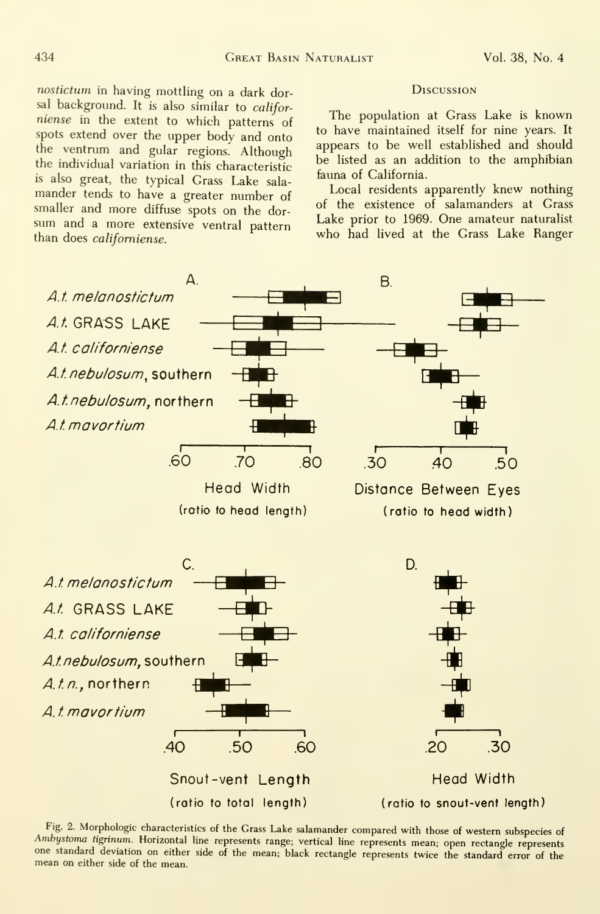*nostictum* in having mottling on a dark dorsal background. It is also similar to *californiense* in the extent to which patterns of spots extend over the upper body and onto the ventrum and gular regions. Although the individual variation in this characteristic is also great, the typical Grass Lake salamander tends to have a greater number of smaller and more diffuse spots on the dorsum and a more extensive ventral pattern than does *californiense*.

## Discussion

The population at Grass Lake is known to have maintained itself for nine years. It appears to be well established and should be listed as an addition to the amphibian fauna of California.

Local residents apparently knew nothing of the existence of salamanders at Grass Lake prior to 1969. One amateur naturalist who had lived at the Grass Lake Ranger

Fig. 2. Morphologic characteristics of the Grass Lake salamander compared with those of western subspecies of *Ambystoma tigrinum*. Horizontal line represents range; vertical line represents mean; open rectangle represents one standard deviation on either side of the mean; black rectangle represents twice the standard error of the mean on either side of the mean.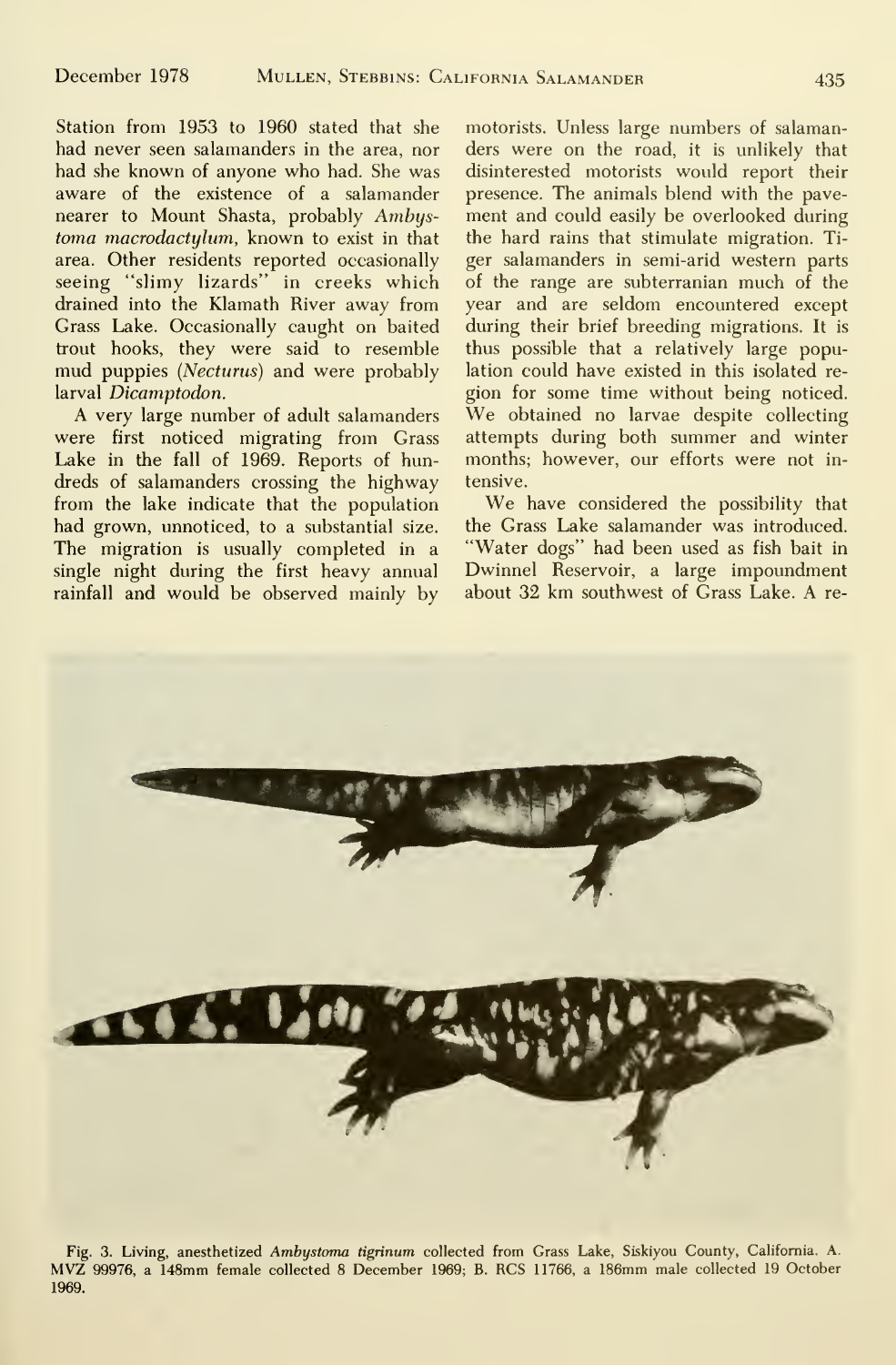Station from 1953 to 1960 stated that she had never seen salamanders in the area, nor had she known of anyone who had. She was aware of the existence of a salamander nearer to Mount Shasta, probably *Ambystoma macrodactylum*, known to exist in that area. Other residents reported occasionally seeing "slimy lizards" in creeks which drained into the Klamath River away from Grass Lake. Occasionally caught on baited trout hooks, they were said to resemble mud puppies (*Necturus*) and were probably larval *Dicamptodon*.

A very large number of adult salamanders were first noticed migrating from Grass Lake in the fall of 1969. Reports of hundreds of salamanders crossing the highway from the lake indicate that the population had grown, unnoticed, to a substantial size. The migration is usually completed in a single night during the first heavy annual rainfall and would be observed mainly by motorists. Unless large numbers of salamanders were on the road, it is unlikely that disinterested motorists would report their presence. The animals blend with the pavement and could easily be overlooked during the hard rains that stimulate migration. Tiger salamanders in semi-arid western parts of the range are subterranian much of the year and are seldom encountered except during their brief breeding migrations. It is thus possible that a relatively large population could have existed in this isolated region for some time without being noticed. We obtained no larvae despite collecting attempts during both summer and winter months; however, our efforts were not intensive.

We have considered the possibility that the Grass Lake salamander was introduced. "Water dogs" had been used as fish bait in Dwinnel Reservoir, a large impoundment about 32 km southwest of Grass Lake. A re-

Fig. 3. Living, anesthetized *Ambystoma tigrinum* collected from Grass Lake, Siskiyou County, California. A. MVZ 99976, a 148mm female collected 8 December 1969; B. RCS 11766, a 186mm male collected 19 October 1969.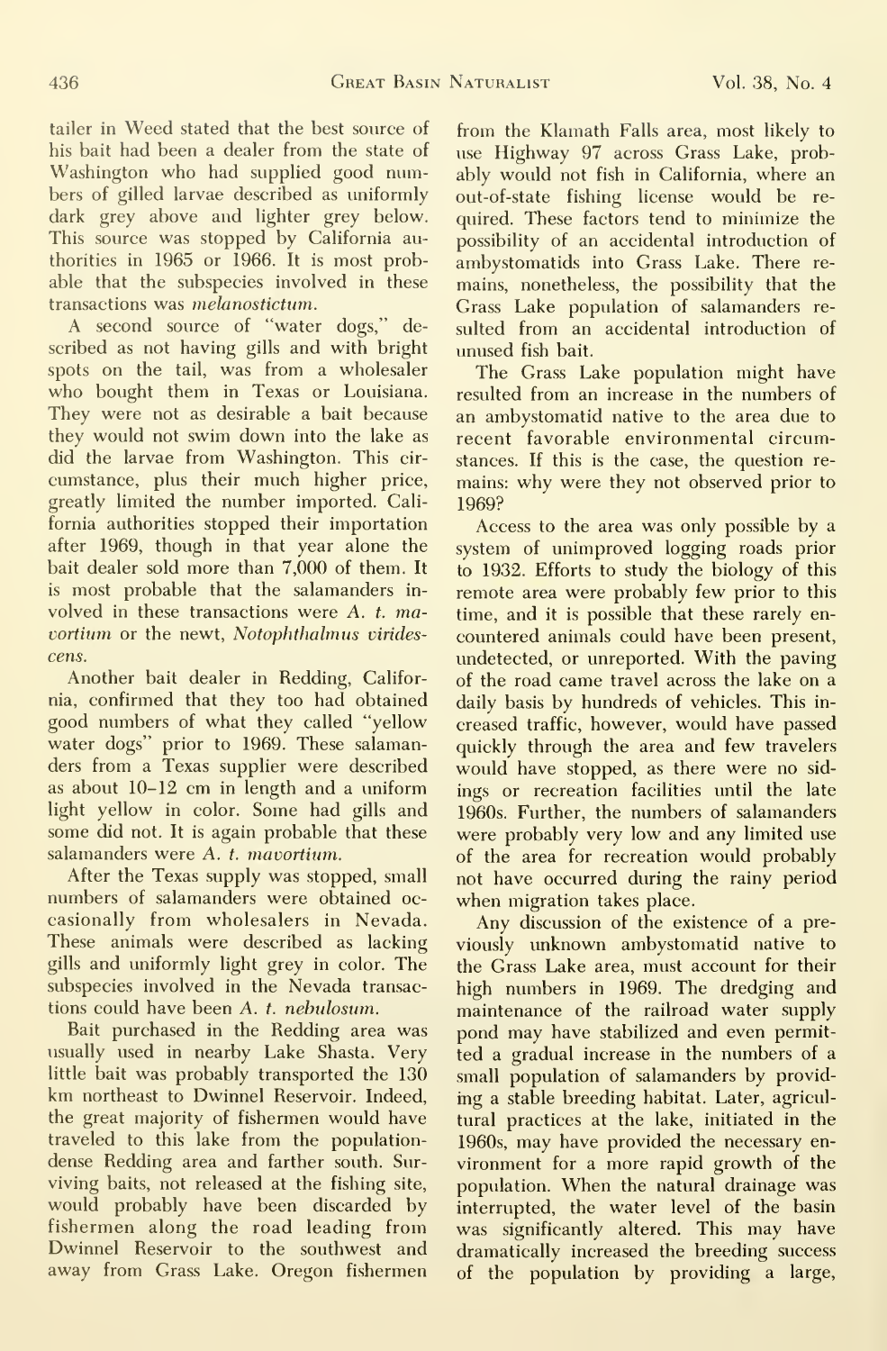tailer in Weed stated that the best source of his bait had been a dealer from the state of Washington who had supplied good numbers of gilled larvae described as uniformly dark grey above and lighter grey below. This source was stopped by California authorities in 1965 or 1966. It is most probable that the subspecies involved in these transactions was *melanostictum*.

A second source of "water dogs," described as not having gills and with bright spots on the tail, was from a wholesaler who bought them in Texas or Louisiana. They were not as desirable a bait because they would not swim down into the lake as did the larvae from Washington. This circumstance, plus their much higher price, greatly limited the number imported. California authorities stopped their importation after 1969, though in that year alone the bait dealer sold more than 7,000 of them. It is most probable that the salamanders involved in these transactions were *A. t. mavortium* or the newt, *Notophthalmus viridescens*.

Another bait dealer in Redding, California, confirmed that they too had obtained good numbers of what they called "yellow water dogs" prior to 1969. These salamanders from a Texas supplier were described as about 10–12 cm in length and a uniform light yellow in color. Some had gills and some did not. It is again probable that these salamanders were *A. t. mavortium*.

After the Texas supply was stopped, small numbers of salamanders were obtained occasionally from wholesalers in Nevada. These animals were described as lacking gills and uniformly light grey in color. The subspecies involved in the Nevada transactions could have been *A. t. nebulosum*.

Bait purchased in the Redding area was usually used in nearby Lake Shasta. Very little bait was probably transported the 130 km northeast to Dwinnel Reservoir. Indeed, the great majority of fishermen would have traveled to this lake from the population-dense Redding area and farther south. Surviving baits, not released at the fishing site, would probably have been discarded by fishermen along the road leading from Dwinnel Reservoir to the southwest and away from Grass Lake. Oregon fishermen from the Klamath Falls area, most likely to use Highway 97 across Grass Lake, probably would not fish in California, where an out-of-state fishing license would be required. These factors tend to minimize the possibility of an accidental introduction of ambystomatids into Grass Lake. There remains, nonetheless, the possibility that the Grass Lake population of salamanders resulted from an accidental introduction of unused fish bait.

The Grass Lake population might have resulted from an increase in the numbers of an ambystomatid native to the area due to recent favorable environmental circumstances. If this is the case, the question remains: why were they not observed prior to 1969?

Access to the area was only possible by a system of unimproved logging roads prior to 1932. Efforts to study the biology of this remote area were probably few prior to this time, and it is possible that these rarely encountered animals could have been present, undetected, or unreported. With the paving of the road came travel across the lake on a daily basis by hundreds of vehicles. This increased traffic, however, would have passed quickly through the area and few travelers would have stopped, as there were no sidings or recreation facilities until the late 1960s. Further, the numbers of salamanders were probably very low and any limited use of the area for recreation would probably not have occurred during the rainy period when migration takes place.

Any discussion of the existence of a previously unknown ambystomatid native to the Grass Lake area, must account for their high numbers in 1969. The dredging and maintenance of the railroad water supply pond may have stabilized and even permitted a gradual increase in the numbers of a small population of salamanders by providing a stable breeding habitat. Later, agricultural practices at the lake, initiated in the 1960s, may have provided the necessary environment for a more rapid growth of the population. When the natural drainage was interrupted, the water level of the basin was significantly altered. This may have dramatically increased the breeding success of the population by providing a large,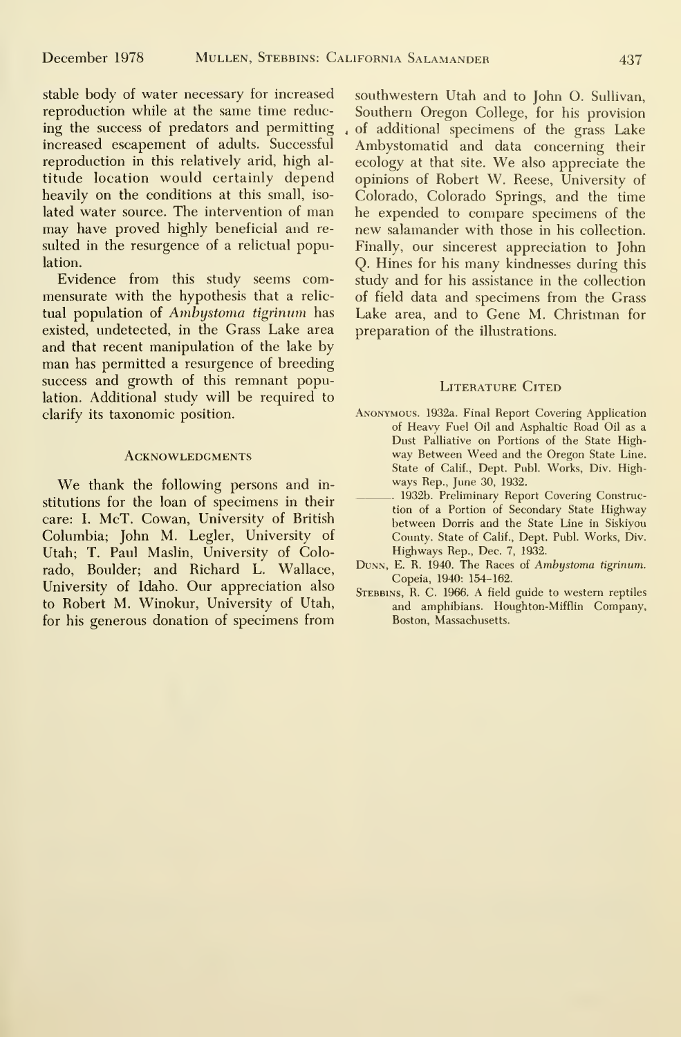stable body of water necessary for increased reproduction while at the same time reducing the success of predators and permitting increased escapement of adults. Successful reproduction in this relatively arid, high altitude location would certainly depend heavily on the conditions at this small, isolated water source. The intervention of man may have proved highly beneficial and resulted in the resurgence of a relictual population.

Evidence from this study seems commensurate with the hypothesis that a relictual population of *Ambystoma tigrinum* has existed, undetected, in the Grass Lake area and that recent manipulation of the lake by man has permitted a resurgence of breeding success and growth of this remnant population. Additional study will be required to clarify its taxonomic position.

## Acknowledgments

We thank the following persons and institutions for the loan of specimens in their care: I. McT. Cowan, University of British Columbia; John M. Legler, University of Utah; T. Paul Maslin, University of Colorado, Boulder; and Richard L. Wallace, University of Idaho. Our appreciation also to Robert M. Winokur, University of Utah, for his generous donation of specimens from southwestern Utah and to John O. Sullivan, Southern Oregon College, for his provision of additional specimens of the grass Lake Ambystomatid and data concerning their ecology at that site. We also appreciate the opinions of Robert W. Reese, University of Colorado, Colorado Springs, and the time he expended to compare specimens of the new salamander with those in his collection. Finally, our sincerest appreciation to John Q. Hines for his many kindnesses during this study and for his assistance in the collection of field data and specimens from the Grass Lake area, and to Gene M. Christman for preparation of the illustrations.

## Literature Cited

Anonymous. 1932a. Final Report Covering Application of Heavy Fuel Oil and Asphaltic Road Oil as a Dust Palliative on Portions of the State Highway Between Weed and the Oregon State Line. State of Calif., Dept. Publ. Works, Div. Highways Rep., June 30, 1932.

———. 1932b. Preliminary Report Covering Construction of a Portion of Secondary State Highway between Dorris and the State Line in Siskiyou County. State of Calif., Dept. Publ. Works, Div. Highways Rep., Dec. 7, 1932.

Dunn, E. R. 1940. The Races of *Ambystoma tigrinum*. Copeia, 1940: 154–162.

Stebbins, R. C. 1966. A field guide to western reptiles and amphibians. Houghton-Mifflin Company, Boston, Massachusetts.